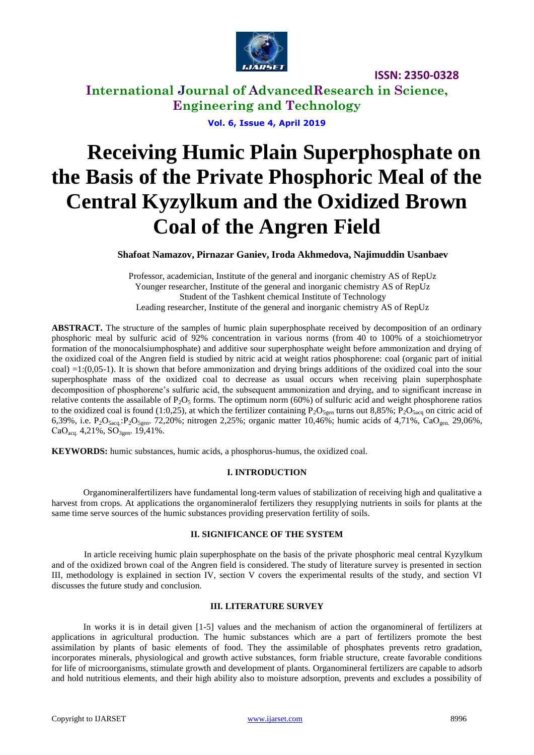# Receiving Humic Plain Superphosphate on the Basis of the Private Phosphoric Meal of the Central Kyzylkum and the Oxidized Brown Coal of the Angren Field

**Shafoat Namazov, Pirnazar Ganiev, Iroda Akhmedova, Najimuddin Usanbaev**

Professor, academician, Institute of the general and inorganic chemistry AS of RepUz
Younger researcher, Institute of the general and inorganic chemistry AS of RepUz
Student of the Tashkent chemical Institute of Technology
Leading researcher, Institute of the general and inorganic chemistry AS of RepUz

**ABSTRACT.** The structure of the samples of humic plain superphosphate received by decomposition of an ordinary phosphoric meal by sulfuric acid of 92% concentration in various norms (from 40 to 100% of a stoichiometryor formation of the monocalsiumphosphate) and additive sour superphosphate weight before ammonization and drying of the oxidized coal of the Angren field is studied by nitric acid at weight ratios phosphorene: coal (organic part of initial coal) =1:(0,05-1). It is shown that before ammonization and drying brings additions of the oxidized coal into the sour superphosphate mass of the oxidized coal to decrease as usual occurs when receiving plain superphosphate decomposition of phosphorene's sulfuric acid, the subsequent ammonization and drying, and to significant increase in relative contents the assailable of $P_2O_5$ forms. The optimum norm (60%) of sulfuric acid and weight phosphorene ratios to the oxidized coal is found (1:0,25), at which the fertilizer containing $P_2O_{5gen}$ turns out 8,85%; $P_2O_{5acq}$ on citric acid of 6,39%, i.e. $P_2O_{5acq.}$:$P_2O_{5gen.}$ 72,20%; nitrogen 2,25%; organic matter 10,46%; humic acids of 4,71%, $CaO_{gen.}$ 29,06%, $CaO_{acq.}$ 4,21%, $SO_{3gen.}$ 19,41%.

**KEYWORDS:** humic substances, humic acids, a phosphorus-humus, the oxidized coal.

## I. INTRODUCTION

Organomineralfertilizers have fundamental long-term values of stabilization of receiving high and qualitative a harvest from crops. At applications the organomineralof fertilizers they resupplying nutrients in soils for plants at the same time serve sources of the humic substances providing preservation fertility of soils.

## II. SIGNIFICANCE OF THE SYSTEM

In article receiving humic plain superphosphate on the basis of the private phosphoric meal central Kyzylkum and of the oxidized brown coal of the Angren field is considered. The study of literature survey is presented in section III, methodology is explained in section IV, section V covers the experimental results of the study, and section VI discusses the future study and conclusion.

## III. LITERATURE SURVEY

In works it is in detail given [1-5] values and the mechanism of action the organomineral of fertilizers at applications in agricultural production. The humic substances which are a part of fertilizers promote the best assimilation by plants of basic elements of food. They the assimilable of phosphates prevents retro gradation, incorporates minerals, physiological and growth active substances, form friable structure, create favorable conditions for life of microorganisms, stimulate growth and development of plants. Organomineral fertilizers are capable to adsorb and hold nutritious elements, and their high ability also to moisture adsorption, prevents and excludes a possibility of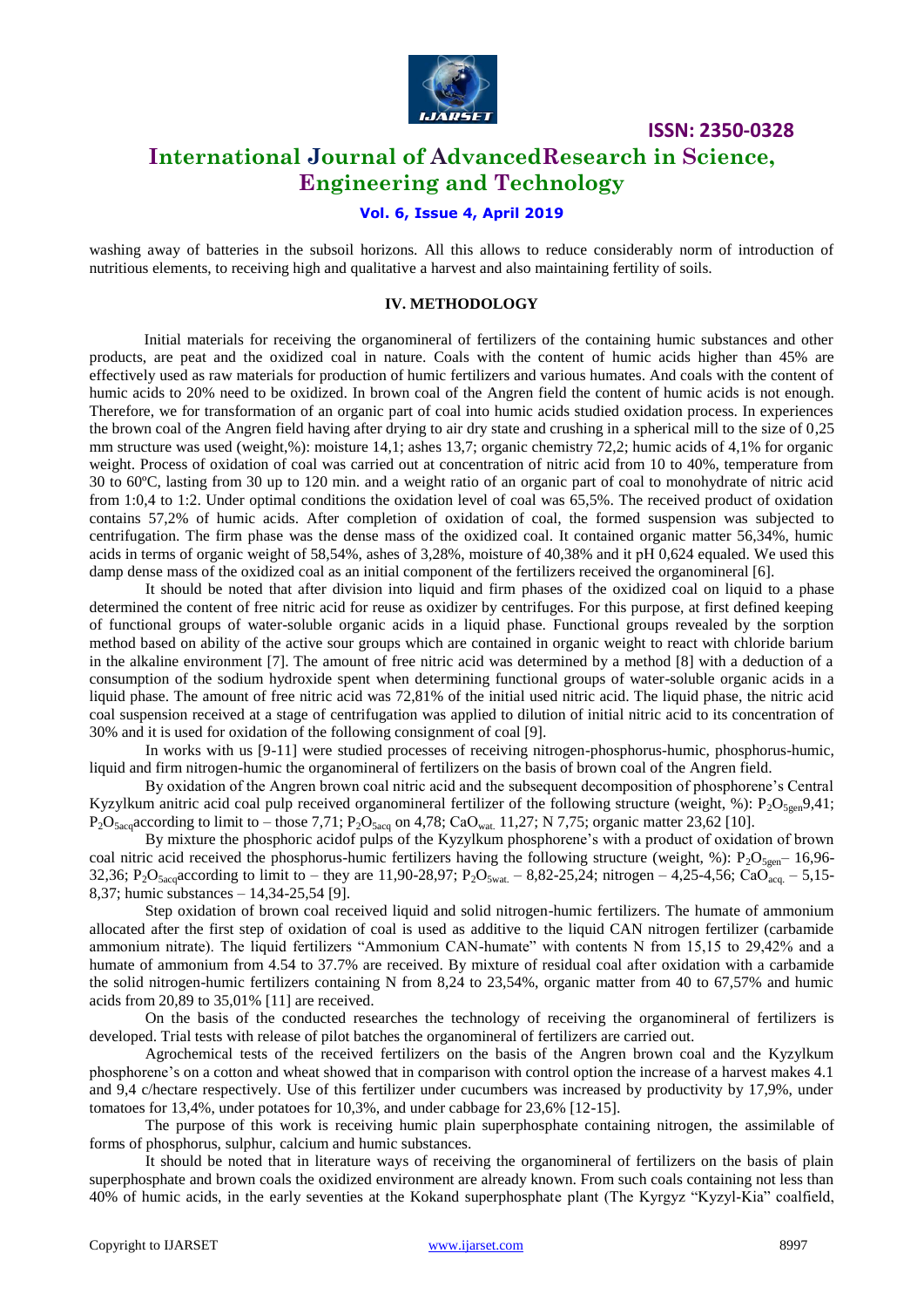washing away of batteries in the subsoil horizons. All this allows to reduce considerably norm of introduction of nutritious elements, to receiving high and qualitative a harvest and also maintaining fertility of soils.

## IV. METHODOLOGY

Initial materials for receiving the organomineral of fertilizers of the containing humic substances and other products, are peat and the oxidized coal in nature. Coals with the content of humic acids higher than 45% are effectively used as raw materials for production of humic fertilizers and various humates. And coals with the content of humic acids to 20% need to be oxidized. In brown coal of the Angren field the content of humic acids is not enough. Therefore, we for transformation of an organic part of coal into humic acids studied oxidation process. In experiences the brown coal of the Angren field having after drying to air dry state and crushing in a spherical mill to the size of 0,25 mm structure was used (weight,%): moisture 14,1; ashes 13,7; organic chemistry 72,2; humic acids of 4,1% for organic weight. Process of oxidation of coal was carried out at concentration of nitric acid from 10 to 40%, temperature from 30 to 60ºC, lasting from 30 up to 120 min. and a weight ratio of an organic part of coal to monohydrate of nitric acid from 1:0,4 to 1:2. Under optimal conditions the oxidation level of coal was 65,5%. The received product of oxidation contains 57,2% of humic acids. After completion of oxidation of coal, the formed suspension was subjected to centrifugation. The firm phase was the dense mass of the oxidized coal. It contained organic matter 56,34%, humic acids in terms of organic weight of 58,54%, ashes of 3,28%, moisture of 40,38% and it pH 0,624 equaled. We used this damp dense mass of the oxidized coal as an initial component of the fertilizers received the organomineral [6].

It should be noted that after division into liquid and firm phases of the oxidized coal on liquid to a phase determined the content of free nitric acid for reuse as oxidizer by centrifuges. For this purpose, at first defined keeping of functional groups of water-soluble organic acids in a liquid phase. Functional groups revealed by the sorption method based on ability of the active sour groups which are contained in organic weight to react with chloride barium in the alkaline environment [7]. The amount of free nitric acid was determined by a method [8] with a deduction of a consumption of the sodium hydroxide spent when determining functional groups of water-soluble organic acids in a liquid phase. The amount of free nitric acid was 72,81% of the initial used nitric acid. The liquid phase, the nitric acid coal suspension received at a stage of centrifugation was applied to dilution of initial nitric acid to its concentration of 30% and it is used for oxidation of the following consignment of coal [9].

In works with us [9-11] were studied processes of receiving nitrogen-phosphorus-humic, phosphorus-humic, liquid and firm nitrogen-humic the organomineral of fertilizers on the basis of brown coal of the Angren field.

By oxidation of the Angren brown coal nitric acid and the subsequent decomposition of phosphorene's Central Kyzylkum anitric acid coal pulp received organomineral fertilizer of the following structure (weight, %): $P_2O_{5gen}$9,41; $P_2O_{5acq}$according to limit to – those 7,71; $P_2O_{5acq}$ on 4,78; $CaO_{wat.}$ 11,27; N 7,75; organic matter 23,62 [10].

By mixture the phosphoric acidof pulps of the Kyzylkum phosphorene's with a product of oxidation of brown coal nitric acid received the phosphorus-humic fertilizers having the following structure (weight, %): $P_2O_{5gen}$– 16,96-32,36; $P_2O_{5acq}$according to limit to – they are 11,90-28,97; $P_2O_{5wat.}$ – 8,82-25,24; nitrogen – 4,25-4,56; $CaO_{acq.}$ – 5,15-8,37; humic substances – 14,34-25,54 [9].

Step oxidation of brown coal received liquid and solid nitrogen-humic fertilizers. The humate of ammonium allocated after the first step of oxidation of coal is used as additive to the liquid CAN nitrogen fertilizer (carbamide ammonium nitrate). The liquid fertilizers "Ammonium CAN-humate" with contents N from 15,15 to 29,42% and a humate of ammonium from 4.54 to 37.7% are received. By mixture of residual coal after oxidation with a carbamide the solid nitrogen-humic fertilizers containing N from 8,24 to 23,54%, organic matter from 40 to 67,57% and humic acids from 20,89 to 35,01% [11] are received.

On the basis of the conducted researches the technology of receiving the organomineral of fertilizers is developed. Trial tests with release of pilot batches the organomineral of fertilizers are carried out.

Agrochemical tests of the received fertilizers on the basis of the Angren brown coal and the Kyzylkum phosphorene's on a cotton and wheat showed that in comparison with control option the increase of a harvest makes 4.1 and 9,4 c/hectare respectively. Use of this fertilizer under cucumbers was increased by productivity by 17,9%, under tomatoes for 13,4%, under potatoes for 10,3%, and under cabbage for 23,6% [12-15].

The purpose of this work is receiving humic plain superphosphate containing nitrogen, the assimilable of forms of phosphorus, sulphur, calcium and humic substances.

It should be noted that in literature ways of receiving the organomineral of fertilizers on the basis of plain superphosphate and brown coals the oxidized environment are already known. From such coals containing not less than 40% of humic acids, in the early seventies at the Kokand superphosphate plant (The Kyrgyz "Kyzyl-Kia" coalfield,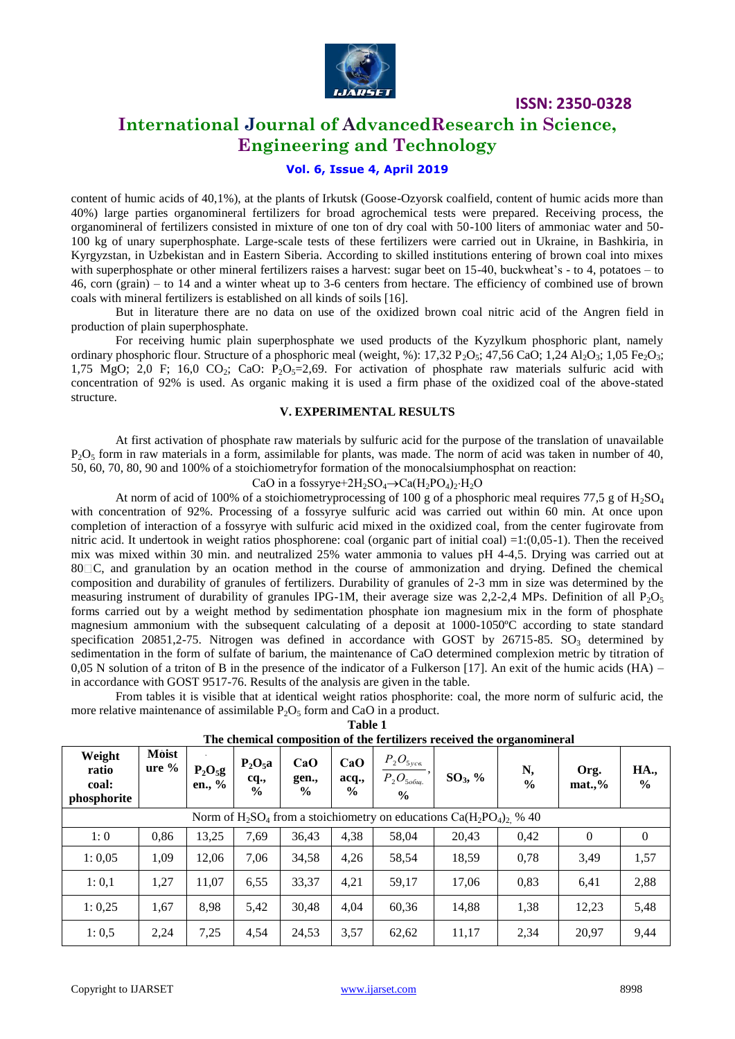content of humic acids of 40,1%), at the plants of Irkutsk (Goose-Ozyorsk coalfield, content of humic acids more than 40%) large parties organomineral fertilizers for broad agrochemical tests were prepared. Receiving process, the organomineral of fertilizers consisted in mixture of one ton of dry coal with 50-100 liters of ammoniac water and 50-100 kg of unary superphosphate. Large-scale tests of these fertilizers were carried out in Ukraine, in Bashkiria, in Kyrgyzstan, in Uzbekistan and in Eastern Siberia. According to skilled institutions entering of brown coal into mixes with superphosphate or other mineral fertilizers raises a harvest: sugar beet on 15-40, buckwheat's - to 4, potatoes – to 46, corn (grain) – to 14 and a winter wheat up to 3-6 centers from hectare. The efficiency of combined use of brown coals with mineral fertilizers is established on all kinds of soils [16].

But in literature there are no data on use of the oxidized brown coal nitric acid of the Angren field in production of plain superphosphate.

For receiving humic plain superphosphate we used products of the Kyzylkum phosphoric plant, namely ordinary phosphoric flour. Structure of a phosphoric meal (weight, %): 17,32 $P_2O_5$; 47,56 CaO; 1,24 $Al_2O_3$; 1,05 $Fe_2O_3$; 1,75 MgO; 2,0 F; 16,0 $CO_2$; CaO: $P_2O_5$=2,69. For activation of phosphate raw materials sulfuric acid with concentration of 92% is used. As organic making it is used a firm phase of the oxidized coal of the above-stated structure.

## V. EXPERIMENTAL RESULTS

At first activation of phosphate raw materials by sulfuric acid for the purpose of the translation of unavailable $P_2O_5$ form in raw materials in a form, assimilable for plants, was made. The norm of acid was taken in number of 40, 50, 60, 70, 80, 90 and 100% of a stoichiometryfor formation of the monocalsiumphosphat on reaction:

$$\text{CaO in a fossyrye} + 2H_2SO_4 \rightarrow Ca(H_2PO_4)_2 \cdot H_2O$$

At norm of acid of 100% of a stoichiometryprocessing of 100 g of a phosphoric meal requires 77,5 g of $H_2SO_4$ with concentration of 92%. Processing of a fossyrye with sulfuric acid was carried out within 60 min. At once upon completion of interaction of a fossyrye with sulfuric acid mixed in the oxidized coal, from the center fugirovate from nitric acid. It undertook in weight ratios phosphorene: coal (organic part of initial coal) =1:(0,05-1). Then the received mix was mixed within 30 min. and neutralized 25% water ammonia to values pH 4-4,5. Drying was carried out at 80□C, and granulation by an ocation method in the course of ammonization and drying. Defined the chemical composition and durability of granules of fertilizers. Durability of granules of 2-3 mm in size was determined by the measuring instrument of durability of granules IPG-1M, their average size was 2,2-2,4 MPs. Definition of all $P_2O_5$ forms carried out by a weight method by sedimentation phosphate ion magnesium mix in the form of phosphate magnesium ammonium with the subsequent calculating of a deposit at 1000-1050ºC according to state standard specification 20851,2-75. Nitrogen was defined in accordance with GOST by 26715-85. $SO_3$ determined by sedimentation in the form of sulfate of barium, the maintenance of CaO determined complexion metric by titration of 0,05 N solution of a triton of B in the presence of the indicator of a Fulkerson [17]. An exit of the humic acids (HA) – in accordance with GOST 9517-76. Results of the analysis are given in the table.

From tables it is visible that at identical weight ratios phosphorite: coal, the more norm of sulfuric acid, the more relative maintenance of assimilable $P_2O_5$ form and CaO in a product.

**Table 1**
**The chemical composition of the fertilizers received the organomineral**

| Weight ratio coal: phosphorite | Moisture % | $P_2O_5$gen., % | $P_2O_5$acq., % | CaO gen., % | CaO acq., % | $\frac{P_2O_{5усв.}}{P_2O_{5общ.}}$, % | $SO_3$, % | N, % | Org. mat.,% | HA., % |
|---|---|---|---|---|---|---|---|---|---|---|
| Norm of $H_2SO_4$ from a stoichiometry on educations $Ca(H_2PO_4)_2$ % 40 | | | | | | | | | | |
| 1: 0 | 0,86 | 13,25 | 7,69 | 36,43 | 4,38 | 58,04 | 20,43 | 0,42 | 0 | 0 |
| 1: 0,05 | 1,09 | 12,06 | 7,06 | 34,58 | 4,26 | 58,54 | 18,59 | 0,78 | 3,49 | 1,57 |
| 1: 0,1 | 1,27 | 11,07 | 6,55 | 33,37 | 4,21 | 59,17 | 17,06 | 0,83 | 6,41 | 2,88 |
| 1: 0,25 | 1,67 | 8,98 | 5,42 | 30,48 | 4,04 | 60,36 | 14,88 | 1,38 | 12,23 | 5,48 |
| 1: 0,5 | 2,24 | 7,25 | 4,54 | 24,53 | 3,57 | 62,62 | 11,17 | 2,34 | 20,97 | 9,44 |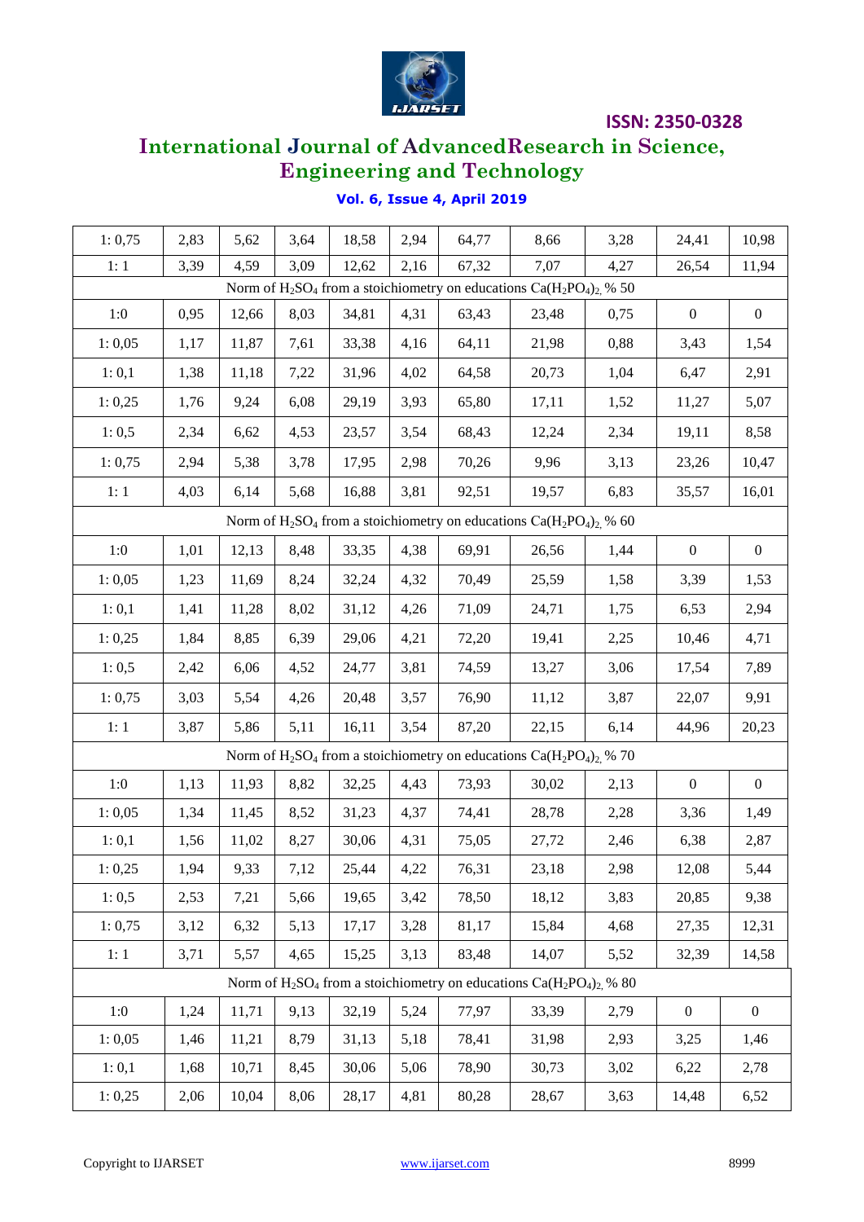| | | | | | | | | | | |
|---|---|---|---|---|---|---|---|---|---|---|
| 1: 0,75 | 2,83 | 5,62 | 3,64 | 18,58 | 2,94 | 64,77 | 8,66 | 3,28 | 24,41 | 10,98 |
| 1: 1 | 3,39 | 4,59 | 3,09 | 12,62 | 2,16 | 67,32 | 7,07 | 4,27 | 26,54 | 11,94 |
| Norm of $H_2SO_4$ from a stoichiometry on educations $Ca(H_2PO_4)_2$, % 50 | | | | | | | | | | |
| 1:0 | 0,95 | 12,66 | 8,03 | 34,81 | 4,31 | 63,43 | 23,48 | 0,75 | 0 | 0 |
| 1: 0,05 | 1,17 | 11,87 | 7,61 | 33,38 | 4,16 | 64,11 | 21,98 | 0,88 | 3,43 | 1,54 |
| 1: 0,1 | 1,38 | 11,18 | 7,22 | 31,96 | 4,02 | 64,58 | 20,73 | 1,04 | 6,47 | 2,91 |
| 1: 0,25 | 1,76 | 9,24 | 6,08 | 29,19 | 3,93 | 65,80 | 17,11 | 1,52 | 11,27 | 5,07 |
| 1: 0,5 | 2,34 | 6,62 | 4,53 | 23,57 | 3,54 | 68,43 | 12,24 | 2,34 | 19,11 | 8,58 |
| 1: 0,75 | 2,94 | 5,38 | 3,78 | 17,95 | 2,98 | 70,26 | 9,96 | 3,13 | 23,26 | 10,47 |
| 1: 1 | 4,03 | 6,14 | 5,68 | 16,88 | 3,81 | 92,51 | 19,57 | 6,83 | 35,57 | 16,01 |
| Norm of $H_2SO_4$ from a stoichiometry on educations $Ca(H_2PO_4)_2$, % 60 | | | | | | | | | | |
| 1:0 | 1,01 | 12,13 | 8,48 | 33,35 | 4,38 | 69,91 | 26,56 | 1,44 | 0 | 0 |
| 1: 0,05 | 1,23 | 11,69 | 8,24 | 32,24 | 4,32 | 70,49 | 25,59 | 1,58 | 3,39 | 1,53 |
| 1: 0,1 | 1,41 | 11,28 | 8,02 | 31,12 | 4,26 | 71,09 | 24,71 | 1,75 | 6,53 | 2,94 |
| 1: 0,25 | 1,84 | 8,85 | 6,39 | 29,06 | 4,21 | 72,20 | 19,41 | 2,25 | 10,46 | 4,71 |
| 1: 0,5 | 2,42 | 6,06 | 4,52 | 24,77 | 3,81 | 74,59 | 13,27 | 3,06 | 17,54 | 7,89 |
| 1: 0,75 | 3,03 | 5,54 | 4,26 | 20,48 | 3,57 | 76,90 | 11,12 | 3,87 | 22,07 | 9,91 |
| 1: 1 | 3,87 | 5,86 | 5,11 | 16,11 | 3,54 | 87,20 | 22,15 | 6,14 | 44,96 | 20,23 |
| Norm of $H_2SO_4$ from a stoichiometry on educations $Ca(H_2PO_4)_2$, % 70 | | | | | | | | | | |
| 1:0 | 1,13 | 11,93 | 8,82 | 32,25 | 4,43 | 73,93 | 30,02 | 2,13 | 0 | 0 |
| 1: 0,05 | 1,34 | 11,45 | 8,52 | 31,23 | 4,37 | 74,41 | 28,78 | 2,28 | 3,36 | 1,49 |
| 1: 0,1 | 1,56 | 11,02 | 8,27 | 30,06 | 4,31 | 75,05 | 27,72 | 2,46 | 6,38 | 2,87 |
| 1: 0,25 | 1,94 | 9,33 | 7,12 | 25,44 | 4,22 | 76,31 | 23,18 | 2,98 | 12,08 | 5,44 |
| 1: 0,5 | 2,53 | 7,21 | 5,66 | 19,65 | 3,42 | 78,50 | 18,12 | 3,83 | 20,85 | 9,38 |
| 1: 0,75 | 3,12 | 6,32 | 5,13 | 17,17 | 3,28 | 81,17 | 15,84 | 4,68 | 27,35 | 12,31 |
| 1: 1 | 3,71 | 5,57 | 4,65 | 15,25 | 3,13 | 83,48 | 14,07 | 5,52 | 32,39 | 14,58 |
| Norm of $H_2SO_4$ from a stoichiometry on educations $Ca(H_2PO_4)_2$, % 80 | | | | | | | | | | |
| 1:0 | 1,24 | 11,71 | 9,13 | 32,19 | 5,24 | 77,97 | 33,39 | 2,79 | 0 | 0 |
| 1: 0,05 | 1,46 | 11,21 | 8,79 | 31,13 | 5,18 | 78,41 | 31,98 | 2,93 | 3,25 | 1,46 |
| 1: 0,1 | 1,68 | 10,71 | 8,45 | 30,06 | 5,06 | 78,90 | 30,73 | 3,02 | 6,22 | 2,78 |
| 1: 0,25 | 2,06 | 10,04 | 8,06 | 28,17 | 4,81 | 80,28 | 28,67 | 3,63 | 14,48 | 6,52 |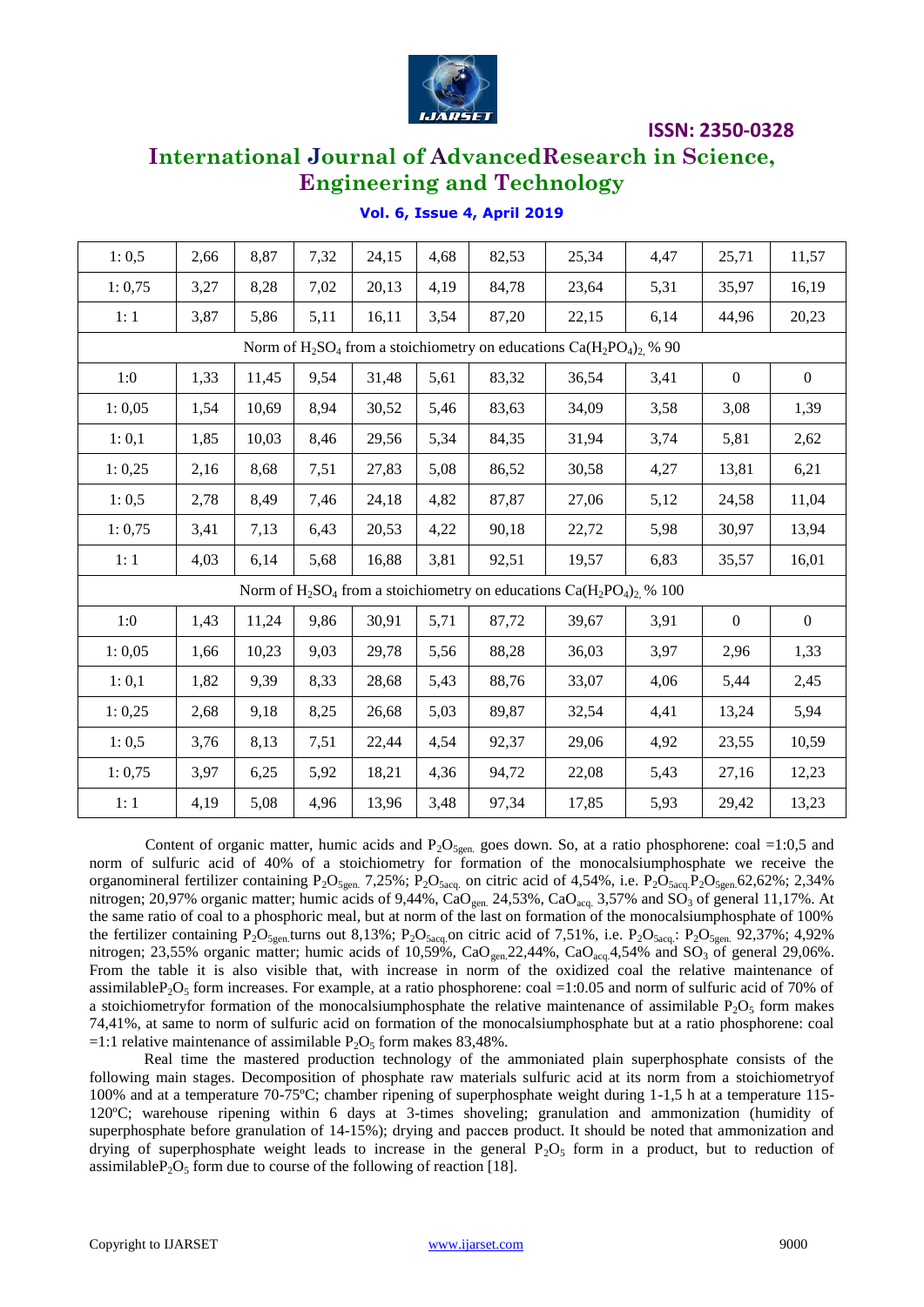| | | | | | | | | | | |
|---|---|---|---|---|---|---|---|---|---|---|
| 1: 0,5 | 2,66 | 8,87 | 7,32 | 24,15 | 4,68 | 82,53 | 25,34 | 4,47 | 25,71 | 11,57 |
| 1: 0,75 | 3,27 | 8,28 | 7,02 | 20,13 | 4,19 | 84,78 | 23,64 | 5,31 | 35,97 | 16,19 |
| 1: 1 | 3,87 | 5,86 | 5,11 | 16,11 | 3,54 | 87,20 | 22,15 | 6,14 | 44,96 | 20,23 |
| Norm of $H_2SO_4$ from a stoichiometry on educations $Ca(H_2PO_4)_2$ % 90 | | | | | | | | | | |
| 1:0 | 1,33 | 11,45 | 9,54 | 31,48 | 5,61 | 83,32 | 36,54 | 3,41 | 0 | 0 |
| 1: 0,05 | 1,54 | 10,69 | 8,94 | 30,52 | 5,46 | 83,63 | 34,09 | 3,58 | 3,08 | 1,39 |
| 1: 0,1 | 1,85 | 10,03 | 8,46 | 29,56 | 5,34 | 84,35 | 31,94 | 3,74 | 5,81 | 2,62 |
| 1: 0,25 | 2,16 | 8,68 | 7,51 | 27,83 | 5,08 | 86,52 | 30,58 | 4,27 | 13,81 | 6,21 |
| 1: 0,5 | 2,78 | 8,49 | 7,46 | 24,18 | 4,82 | 87,87 | 27,06 | 5,12 | 24,58 | 11,04 |
| 1: 0,75 | 3,41 | 7,13 | 6,43 | 20,53 | 4,22 | 90,18 | 22,72 | 5,98 | 30,97 | 13,94 |
| 1: 1 | 4,03 | 6,14 | 5,68 | 16,88 | 3,81 | 92,51 | 19,57 | 6,83 | 35,57 | 16,01 |
| Norm of $H_2SO_4$ from a stoichiometry on educations $Ca(H_2PO_4)_2$ % 100 | | | | | | | | | | |
| 1:0 | 1,43 | 11,24 | 9,86 | 30,91 | 5,71 | 87,72 | 39,67 | 3,91 | 0 | 0 |
| 1: 0,05 | 1,66 | 10,23 | 9,03 | 29,78 | 5,56 | 88,28 | 36,03 | 3,97 | 2,96 | 1,33 |
| 1: 0,1 | 1,82 | 9,39 | 8,33 | 28,68 | 5,43 | 88,76 | 33,07 | 4,06 | 5,44 | 2,45 |
| 1: 0,25 | 2,68 | 9,18 | 8,25 | 26,68 | 5,03 | 89,87 | 32,54 | 4,41 | 13,24 | 5,94 |
| 1: 0,5 | 3,76 | 8,13 | 7,51 | 22,44 | 4,54 | 92,37 | 29,06 | 4,92 | 23,55 | 10,59 |
| 1: 0,75 | 3,97 | 6,25 | 5,92 | 18,21 | 4,36 | 94,72 | 22,08 | 5,43 | 27,16 | 12,23 |
| 1: 1 | 4,19 | 5,08 | 4,96 | 13,96 | 3,48 | 97,34 | 17,85 | 5,93 | 29,42 | 13,23 |

Content of organic matter, humic acids and $P_2O_{5gen.}$ goes down. So, at a ratio phosphorene: coal =1:0,5 and norm of sulfuric acid of 40% of a stoichiometry for formation of the monocalsiumphosphate we receive the organomineral fertilizer containing $P_2O_{5gen.}$ 7,25%; $P_2O_{5acq.}$ on citric acid of 4,54%, i.e. $P_2O_{5acq.}P_2O_{5gen.}$62,62%; 2,34% nitrogen; 20,97% organic matter; humic acids of 9,44%, $CaO_{gen.}$ 24,53%, $CaO_{acq.}$ 3,57% and $SO_3$ of general 11,17%. At the same ratio of coal to a phosphoric meal, but at norm of the last on formation of the monocalsiumphosphate of 100% the fertilizer containing $P_2O_{5gen.}$turns out 8,13%; $P_2O_{5acq.}$on citric acid of 7,51%, i.e. $P_2O_{5acq.}$: $P_2O_{5gen.}$ 92,37%; 4,92% nitrogen; 23,55% organic matter; humic acids of 10,59%, $CaO_{gen.}$22,44%, $CaO_{acq.}$4,54% and $SO_3$ of general 29,06%. From the table it is also visible that, with increase in norm of the oxidized coal the relative maintenance of assimilable$P_2O_5$ form increases. For example, at a ratio phosphorene: coal =1:0.05 and norm of sulfuric acid of 70% of a stoichiometryfor formation of the monocalsiumphosphate the relative maintenance of assimilable $P_2O_5$ form makes 74,41%, at same to norm of sulfuric acid on formation of the monocalsiumphosphate but at a ratio phosphorene: coal =1:1 relative maintenance of assimilable $P_2O_5$ form makes 83,48%.

Real time the mastered production technology of the ammoniated plain superphosphate consists of the following main stages. Decomposition of phosphate raw materials sulfuric acid at its norm from a stoichiometryof 100% and at a temperature 70-75ºC; chamber ripening of superphosphate weight during 1-1,5 h at a temperature 115-120ºC; warehouse ripening within 6 days at 3-times shoveling; granulation and ammonization (humidity of superphosphate before granulation of 14-15%); drying and рассев product. It should be noted that ammonization and drying of superphosphate weight leads to increase in the general $P_2O_5$ form in a product, but to reduction of assimilable$P_2O_5$ form due to course of the following of reaction [18].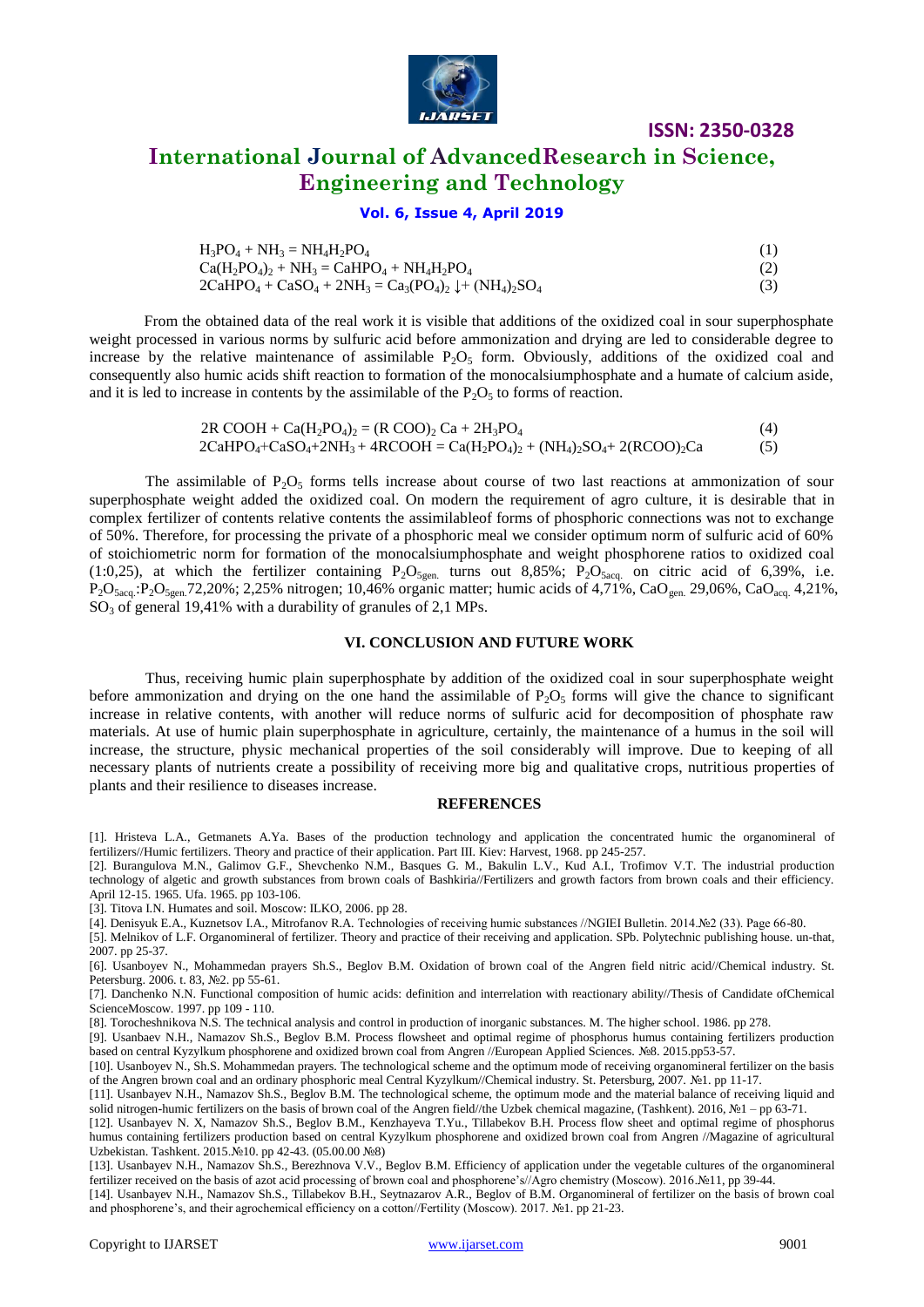$$H_3PO_4 + NH_3 = NH_4H_2PO_4 \quad (1)$$
$$Ca(H_2PO_4)_2 + NH_3 = CaHPO_4 + NH_4H_2PO_4 \quad (2)$$
$$2CaHPO_4 + CaSO_4 + 2NH_3 = Ca_3(PO_4)_2 \downarrow + (NH_4)_2SO_4 \quad (3)$$

From the obtained data of the real work it is visible that additions of the oxidized coal in sour superphosphate weight processed in various norms by sulfuric acid before ammonization and drying are led to considerable degree to increase by the relative maintenance of assimilable $P_2O_5$ form. Obviously, additions of the oxidized coal and consequently also humic acids shift reaction to formation of the monocalsiumphosphate and a humate of calcium aside, and it is led to increase in contents by the assimilable of the $P_2O_5$ to forms of reaction.

$$2R\ COOH + Ca(H_2PO_4)_2 = (R\ COO)_2\ Ca + 2H_3PO_4 \quad (4)$$
$$2CaHPO_4 + CaSO_4 + 2NH_3 + 4RCOOH = Ca(H_2PO_4)_2 + (NH_4)_2SO_4 + 2(RCOO)_2Ca \quad (5)$$

The assimilable of $P_2O_5$ forms tells increase about course of two last reactions at ammonization of sour superphosphate weight added the oxidized coal. On modern the requirement of agro culture, it is desirable that in complex fertilizer of contents relative contents the assimilableof forms of phosphoric connections was not to exchange of 50%. Therefore, for processing the private of a phosphoric meal we consider optimum norm of sulfuric acid of 60% of stoichiometric norm for formation of the monocalsiumphosphate and weight phosphorene ratios to oxidized coal (1:0,25), at which the fertilizer containing $P_2O_{5gen.}$ turns out 8,85%; $P_2O_{5acq.}$ on citric acid of 6,39%, i.e. $P_2O_{5acq.}:P_2O_{5gen.}$72,20%; 2,25% nitrogen; 10,46% organic matter; humic acids of 4,71%, $CaO_{gen.}$ 29,06%, $CaO_{acq.}$ 4,21%, $SO_3$ of general 19,41% with a durability of granules of 2,1 MPs.

## VI. CONCLUSION AND FUTURE WORK

Thus, receiving humic plain superphosphate by addition of the oxidized coal in sour superphosphate weight before ammonization and drying on the one hand the assimilable of $P_2O_5$ forms will give the chance to significant increase in relative contents, with another will reduce norms of sulfuric acid for decomposition of phosphate raw materials. At use of humic plain superphosphate in agriculture, certainly, the maintenance of a humus in the soil will increase, the structure, physic mechanical properties of the soil considerably will improve. Due to keeping of all necessary plants of nutrients create a possibility of receiving more big and qualitative crops, nutritious properties of plants and their resilience to diseases increase.

## REFERENCES

[1]. Hristeva L.A., Getmanets A.Ya. Bases of the production technology and application the concentrated humic the organomineral of fertilizers//Humic fertilizers. Theory and practice of their application. Part III. Kiev: Harvest, 1968. pp 245-257.

[2]. Burangulova M.N., Galimov G.F., Shevchenko N.M., Basques G. M., Bakulin L.V., Kud A.I., Trofimov V.T. The industrial production technology of algetic and growth substances from brown coals of Bashkiria//Fertilizers and growth factors from brown coals and their efficiency. April 12-15. 1965. Ufa. 1965. pp 103-106.

[3]. Titova I.N. Humates and soil. Moscow: ILKO, 2006. pp 28.

[4]. Denisyuk E.A., Kuznetsov I.A., Mitrofanov R.A. Technologies of receiving humic substances //NGIEI Bulletin. 2014.№2 (33). Page 66-80.

[5]. Melnikov of L.F. Organomineral of fertilizer. Theory and practice of their receiving and application. SPb. Polytechnic publishing house. un-that, 2007. pp 25-37.

[6]. Usanboyev N., Mohammedan prayers Sh.S., Beglov B.M. Oxidation of brown coal of the Angren field nitric acid//Chemical industry. St. Petersburg. 2006. t. 83, №2. pp 55-61.

[7]. Danchenko N.N. Functional composition of humic acids: definition and interrelation with reactionary ability//Thesis of Candidate ofChemical ScienceMoscow. 1997. pp 109 - 110.

[8]. Torocheshnikova N.S. The technical analysis and control in production of inorganic substances. M. The higher school. 1986. pp 278.

[9]. Usanbaev N.H., Namazov Sh.S., Beglov B.M. Process flowsheet and optimal regime of phosphorus humus containing fertilizers production based on central Kyzylkum phosphorene and oxidized brown coal from Angren //European Applied Sciences. №8. 2015.pp53-57.

[10]. Usanboyev N., Sh.S. Mohammedan prayers. The technological scheme and the optimum mode of receiving organomineral fertilizer on the basis of the Angren brown coal and an ordinary phosphoric meal Central Kyzylkum//Chemical industry. St. Petersburg, 2007. №1. pp 11-17.

[11]. Usanbayev N.H., Namazov Sh.S., Beglov B.M. The technological scheme, the optimum mode and the material balance of receiving liquid and solid nitrogen-humic fertilizers on the basis of brown coal of the Angren field//the Uzbek chemical magazine, (Tashkent). 2016, №1 – pp 63-71.

[12]. Usanbayev N. X, Namazov Sh.S., Beglov B.M., Kenzhayeva T.Yu., Tillabekov B.H. Process flow sheet and optimal regime of phosphorus humus containing fertilizers production based on central Kyzylkum phosphorene and oxidized brown coal from Angren //Magazine of agricultural Uzbekistan. Tashkent. 2015.№10. pp 42-43. (05.00.00 №8)

[13]. Usanbayev N.H., Namazov Sh.S., Berezhnova V.V., Beglov B.M. Efficiency of application under the vegetable cultures of the organomineral fertilizer received on the basis of azot acid processing of brown coal and phosphorene's//Agro chemistry (Moscow). 2016.№11, pp 39-44.

[14]. Usanbayev N.H., Namazov Sh.S., Tillabekov B.H., Seytnazarov A.R., Beglov of B.M. Organomineral of fertilizer on the basis of brown coal and phosphorene's, and their agrochemical efficiency on a cotton//Fertility (Moscow). 2017. №1. pp 21-23.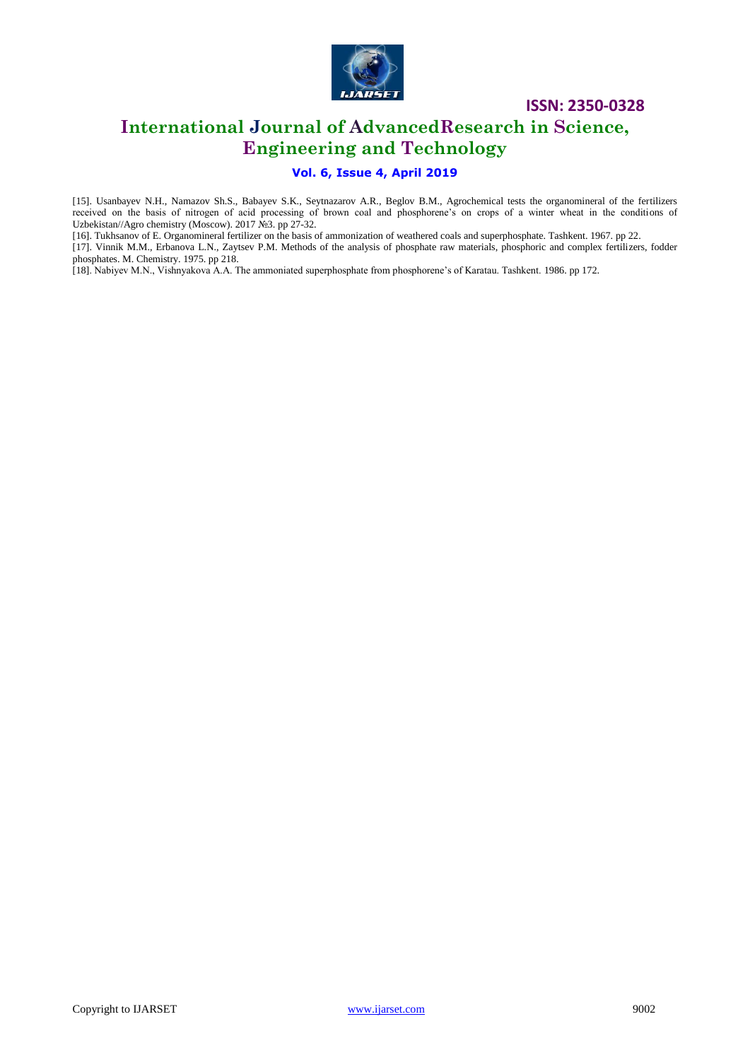[15]. Usanbayev N.H., Namazov Sh.S., Babayev S.K., Seytnazarov A.R., Beglov B.M., Agrochemical tests the organomineral of the fertilizers received on the basis of nitrogen of acid processing of brown coal and phosphorene's on crops of a winter wheat in the conditions of Uzbekistan//Agro chemistry (Moscow). 2017 №3. pp 27-32.

[16]. Tukhsanov of E. Organomineral fertilizer on the basis of ammonization of weathered coals and superphosphate. Tashkent. 1967. pp 22.

[17]. Vinnik M.M., Erbanova L.N., Zaytsev P.M. Methods of the analysis of phosphate raw materials, phosphoric and complex fertilizers, fodder phosphates. M. Chemistry. 1975. pp 218.

[18]. Nabiyev M.N., Vishnyakova A.A. The ammoniated superphosphate from phosphorene's of Karatau. Tashkent. 1986. pp 172.